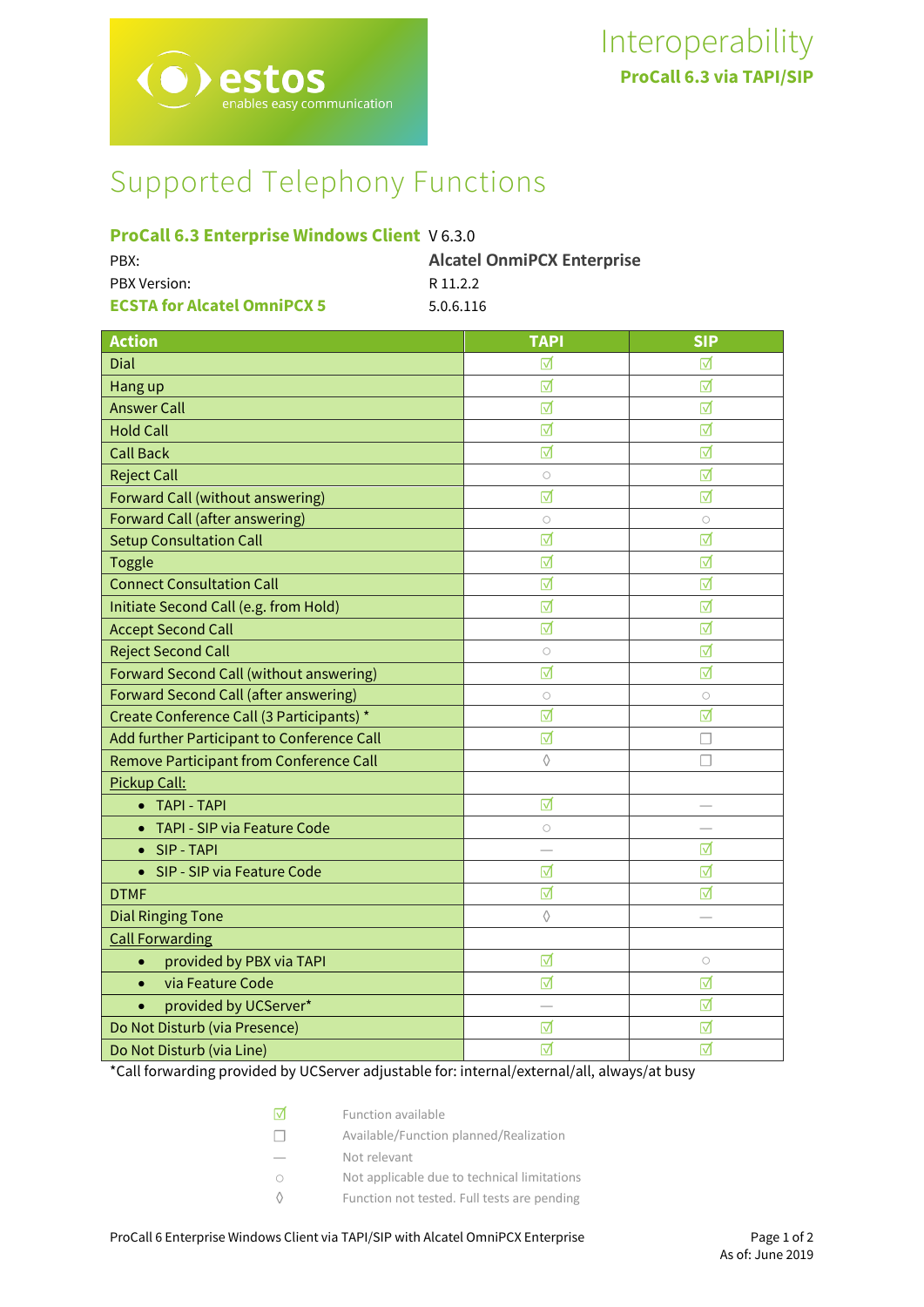# Interoperability

**ProCall 6.3 via TAPI/SIP**

## Supported Telephony Functions

**ProCall 6.3 Enterprise Windows Client** V 6.3.0

PBX: **Alcatel OnmiPCX Enterprise**

PBX Version: R 11.2.2

**ECSTA for Alcatel OmniPCX 5** 5.0.6.116

| Action | TAPI | SIP |
|---|---|---|
| Dial | ☑ | ☑ |
| Hang up | ☑ | ☑ |
| Answer Call | ☑ | ☑ |
| Hold Call | ☑ | ☑ |
| Call Back | ☑ | ☑ |
| Reject Call | ○ | ☑ |
| Forward Call (without answering) | ☑ | ☑ |
| Forward Call (after answering) | ○ | ○ |
| Setup Consultation Call | ☑ | ☑ |
| Toggle | ☑ | ☑ |
| Connect Consultation Call | ☑ | ☑ |
| Initiate Second Call (e.g. from Hold) | ☑ | ☑ |
| Accept Second Call | ☑ | ☑ |
| Reject Second Call | ○ | ☑ |
| Forward Second Call (without answering) | ☑ | ☑ |
| Forward Second Call (after answering) | ○ | ○ |
| Create Conference Call (3 Participants) * | ☑ | ☑ |
| Add further Participant to Conference Call | ☑ | ☐ |
| Remove Participant from Conference Call | ◊ | ☐ |
| Pickup Call: | | |
| • TAPI - TAPI | ☑ | — |
| • TAPI - SIP via Feature Code | ○ | — |
| • SIP - TAPI | — | ☑ |
| • SIP - SIP via Feature Code | ☑ | ☑ |
| DTMF | ☑ | ☑ |
| Dial Ringing Tone | ◊ | — |
| Call Forwarding | | |
| • provided by PBX via TAPI | ☑ | ○ |
| • via Feature Code | ☑ | ☑ |
| • provided by UCServer* | — | ☑ |
| Do Not Disturb (via Presence) | ☑ | ☑ |
| Do Not Disturb (via Line) | ☑ | ☑ |

*Call forwarding provided by UCServer adjustable for: internal/external/all, always/at busy

| | |
|---|---|
| ☑ | Function available |
| ☐ | Available/Function planned/Realization |
| — | Not relevant |
| ○ | Not applicable due to technical limitations |
| ◊ | Function not tested. Full tests are pending |

ProCall 6 Enterprise Windows Client via TAPI/SIP with Alcatel OmniPCX Enterprise

As of: June 2019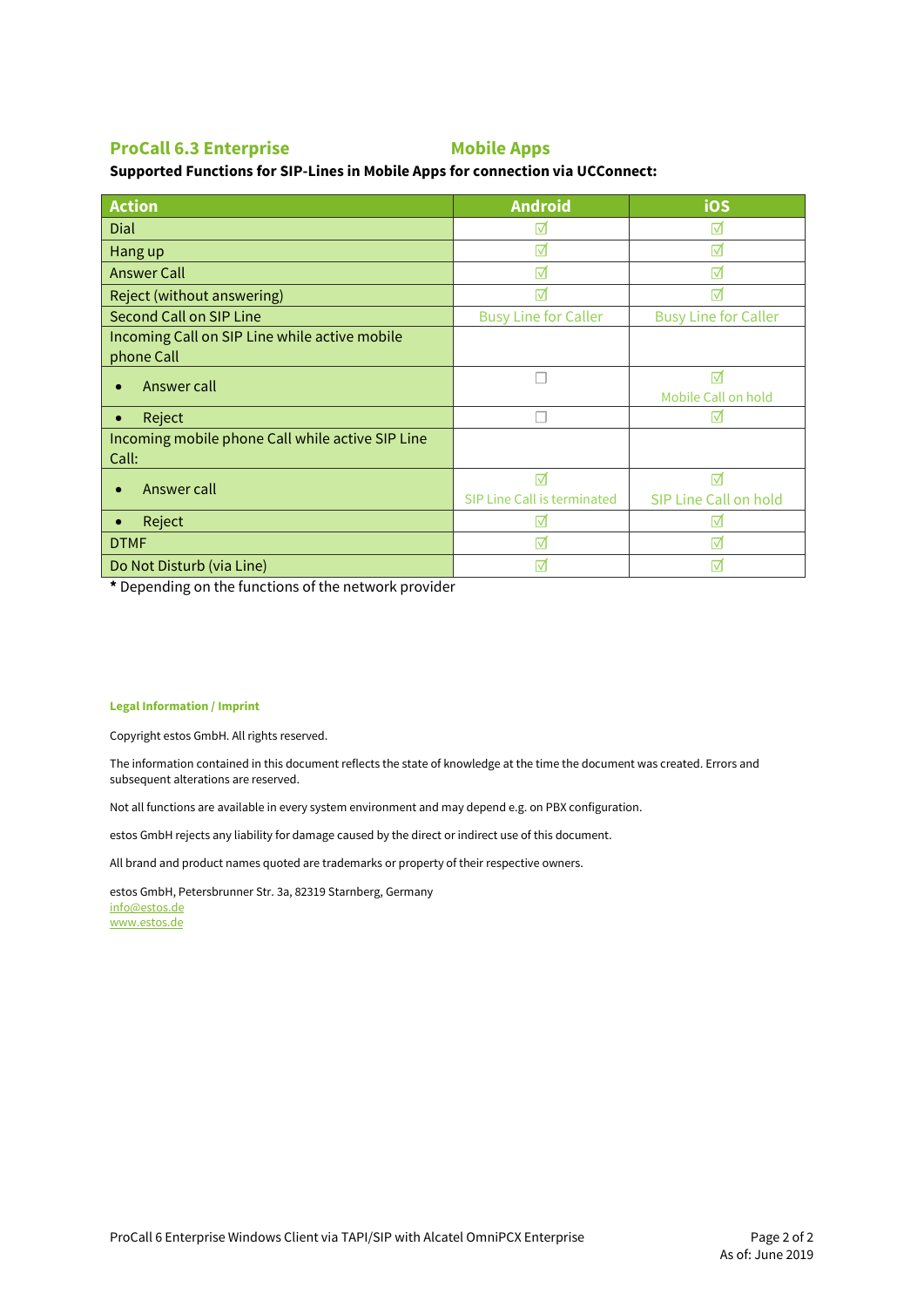## ProCall 6.3 Enterprise Mobile Apps

**Supported Functions for SIP-Lines in Mobile Apps for connection via UCConnect:**

| Action | Android | iOS |
|---|---|---|
| Dial | ☑ | ☑ |
| Hang up | ☑ | ☑ |
| Answer Call | ☑ | ☑ |
| Reject (without answering) | ☑ | ☑ |
| Second Call on SIP Line | Busy Line for Caller | Busy Line for Caller |
| Incoming Call on SIP Line while active mobile phone Call | | |
| • Answer call | ☐ | ☑ Mobile Call on hold |
| • Reject | ☐ | ☑ |
| Incoming mobile phone Call while active SIP Line Call: | | |
| • Answer call | ☑ SIP Line Call is terminated | ☑ SIP Line Call on hold |
| • Reject | ☑ | ☑ |
| DTMF | ☑ | ☑ |
| Do Not Disturb (via Line) | ☑ | ☑ |

**\*** Depending on the functions of the network provider

#### Legal Information / Imprint

Copyright estos GmbH. All rights reserved.

The information contained in this document reflects the state of knowledge at the time the document was created. Errors and subsequent alterations are reserved.

Not all functions are available in every system environment and may depend e.g. on PBX configuration.

estos GmbH rejects any liability for damage caused by the direct or indirect use of this document.

All brand and product names quoted are trademarks or property of their respective owners.

estos GmbH, Petersbrunner Str. 3a, 82319 Starnberg, Germany
info@estos.de
www.estos.de